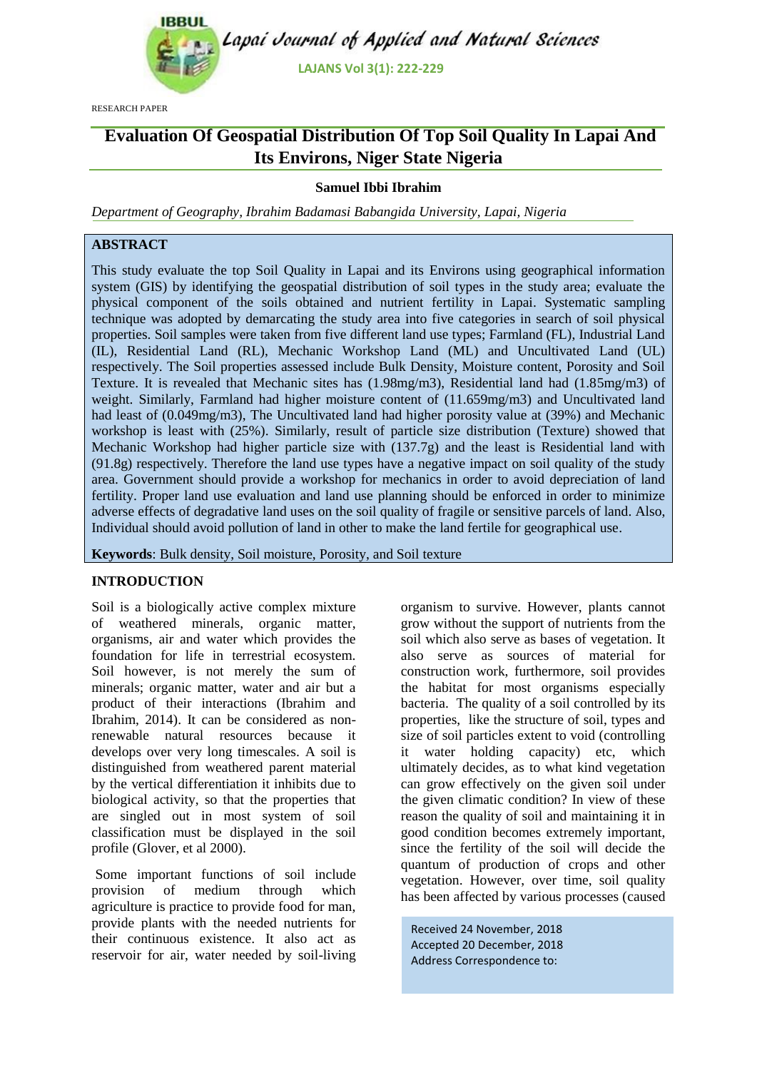RESEARCH PAPER

# Evaluation Of Geospatial Distribution Of Top Soil Quality In Lapai And Its Environs, Niger State Nigeria

**Samuel Ibbi Ibrahim**

*Department of Geography, Ibrahim Badamasi Babangida University, Lapai, Nigeria*

## ABSTRACT

This study evaluate the top Soil Quality in Lapai and its Environs using geographical information system (GIS) by identifying the geospatial distribution of soil types in the study area; evaluate the physical component of the soils obtained and nutrient fertility in Lapai. Systematic sampling technique was adopted by demarcating the study area into five categories in search of soil physical properties. Soil samples were taken from five different land use types; Farmland (FL), Industrial Land (IL), Residential Land (RL), Mechanic Workshop Land (ML) and Uncultivated Land (UL) respectively. The Soil properties assessed include Bulk Density, Moisture content, Porosity and Soil Texture. It is revealed that Mechanic sites has (1.98mg/m3), Residential land had (1.85mg/m3) of weight. Similarly, Farmland had higher moisture content of (11.659mg/m3) and Uncultivated land had least of (0.049mg/m3), The Uncultivated land had higher porosity value at (39%) and Mechanic workshop is least with (25%). Similarly, result of particle size distribution (Texture) showed that Mechanic Workshop had higher particle size with (137.7g) and the least is Residential land with (91.8g) respectively. Therefore the land use types have a negative impact on soil quality of the study area. Government should provide a workshop for mechanics in order to avoid depreciation of land fertility. Proper land use evaluation and land use planning should be enforced in order to minimize adverse effects of degradative land uses on the soil quality of fragile or sensitive parcels of land. Also, Individual should avoid pollution of land in other to make the land fertile for geographical use.

**Keywords**: Bulk density, Soil moisture, Porosity, and Soil texture

## INTRODUCTION

Soil is a biologically active complex mixture of weathered minerals, organic matter, organisms, air and water which provides the foundation for life in terrestrial ecosystem. Soil however, is not merely the sum of minerals; organic matter, water and air but a product of their interactions (Ibrahim and Ibrahim, 2014). It can be considered as non-renewable natural resources because it develops over very long timescales. A soil is distinguished from weathered parent material by the vertical differentiation it inhibits due to biological activity, so that the properties that are singled out in most system of soil classification must be displayed in the soil profile (Glover, et al 2000).

Some important functions of soil include provision of medium through which agriculture is practice to provide food for man, provide plants with the needed nutrients for their continuous existence. It also act as reservoir for air, water needed by soil-living organism to survive. However, plants cannot grow without the support of nutrients from the soil which also serve as bases of vegetation. It also serve as sources of material for construction work, furthermore, soil provides the habitat for most organisms especially bacteria. The quality of a soil controlled by its properties, like the structure of soil, types and size of soil particles extent to void (controlling it water holding capacity) etc, which ultimately decides, as to what kind vegetation can grow effectively on the given soil under the given climatic condition? In view of these reason the quality of soil and maintaining it in good condition becomes extremely important, since the fertility of the soil will decide the quantum of production of crops and other vegetation. However, over time, soil quality has been affected by various processes (caused

Received 24 November, 2018
Accepted 20 December, 2018
Address Correspondence to: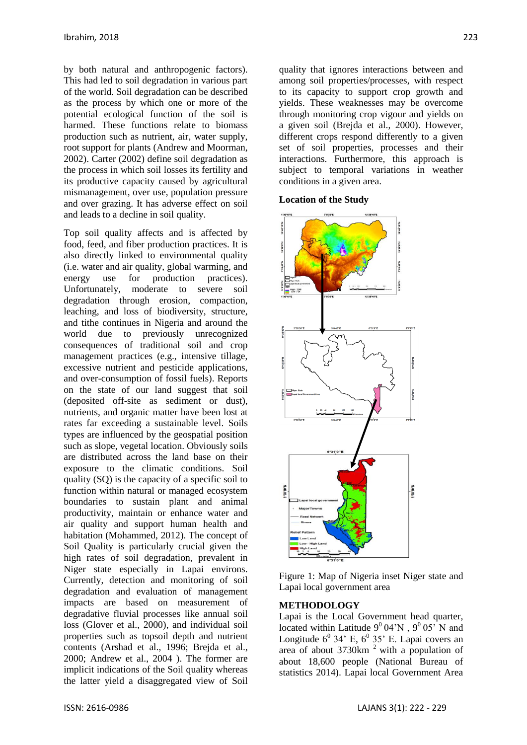by both natural and anthropogenic factors). This had led to soil degradation in various part of the world. Soil degradation can be described as the process by which one or more of the potential ecological function of the soil is harmed. These functions relate to biomass production such as nutrient, air, water supply, root support for plants (Andrew and Moorman, 2002). Carter (2002) define soil degradation as the process in which soil losses its fertility and its productive capacity caused by agricultural mismanagement, over use, population pressure and over grazing. It has adverse effect on soil and leads to a decline in soil quality.

Top soil quality affects and is affected by food, feed, and fiber production practices. It is also directly linked to environmental quality (i.e. water and air quality, global warming, and energy use for production practices). Unfortunately, moderate to severe soil degradation through erosion, compaction, leaching, and loss of biodiversity, structure, and tithe continues in Nigeria and around the world due to previously unrecognized consequences of traditional soil and crop management practices (e.g., intensive tillage, excessive nutrient and pesticide applications, and over-consumption of fossil fuels). Reports on the state of our land suggest that soil (deposited off-site as sediment or dust), nutrients, and organic matter have been lost at rates far exceeding a sustainable level. Soils types are influenced by the geospatial position such as slope, vegetal location. Obviously soils are distributed across the land base on their exposure to the climatic conditions. Soil quality (SQ) is the capacity of a specific soil to function within natural or managed ecosystem boundaries to sustain plant and animal productivity, maintain or enhance water and air quality and support human health and habitation (Mohammed, 2012). The concept of Soil Quality is particularly crucial given the high rates of soil degradation, prevalent in Niger state especially in Lapai environs. Currently, detection and monitoring of soil degradation and evaluation of management impacts are based on measurement of degradative fluvial processes like annual soil loss (Glover et al., 2000), and individual soil properties such as topsoil depth and nutrient contents (Arshad et al., 1996; Brejda et al., 2000; Andrew et al., 2004 ). The former are implicit indications of the Soil quality whereas the latter yield a disaggregated view of Soil quality that ignores interactions between and among soil properties/processes, with respect to its capacity to support crop growth and yields. These weaknesses may be overcome through monitoring crop vigour and yields on a given soil (Brejda et al., 2000). However, different crops respond differently to a given set of soil properties, processes and their interactions. Furthermore, this approach is subject to temporal variations in weather conditions in a given area.

**Location of the Study**

Figure 1: Map of Nigeria inset Niger state and Lapai local government area

## METHODOLOGY

Lapai is the Local Government head quarter, located within Latitude $9^0$ 04'N , $9^0$ 05' N and Longitude $6^0$ 34' E, $6^0$ 35' E. Lapai covers an area of about 3730km $^2$ with a population of about 18,600 people (National Bureau of statistics 2014). Lapai local Government Area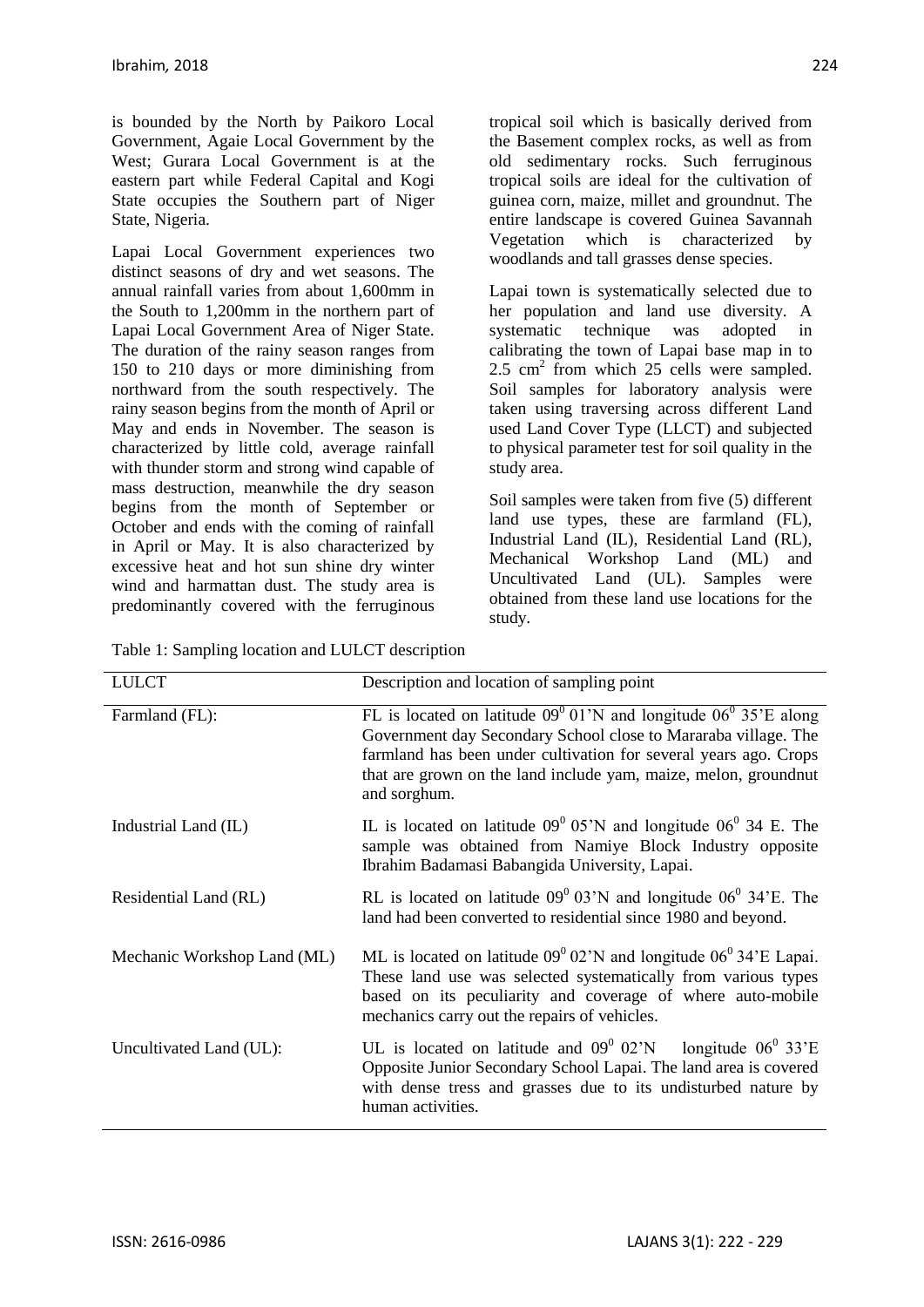is bounded by the North by Paikoro Local Government, Agaie Local Government by the West; Gurara Local Government is at the eastern part while Federal Capital and Kogi State occupies the Southern part of Niger State, Nigeria.

Lapai Local Government experiences two distinct seasons of dry and wet seasons. The annual rainfall varies from about 1,600mm in the South to 1,200mm in the northern part of Lapai Local Government Area of Niger State. The duration of the rainy season ranges from 150 to 210 days or more diminishing from northward from the south respectively. The rainy season begins from the month of April or May and ends in November. The season is characterized by little cold, average rainfall with thunder storm and strong wind capable of mass destruction, meanwhile the dry season begins from the month of September or October and ends with the coming of rainfall in April or May. It is also characterized by excessive heat and hot sun shine dry winter wind and harmattan dust. The study area is predominantly covered with the ferruginous tropical soil which is basically derived from the Basement complex rocks, as well as from old sedimentary rocks. Such ferruginous tropical soils are ideal for the cultivation of guinea corn, maize, millet and groundnut. The entire landscape is covered Guinea Savannah Vegetation which is characterized by woodlands and tall grasses dense species.

Lapai town is systematically selected due to her population and land use diversity. A systematic technique was adopted in calibrating the town of Lapai base map in to 2.5 $cm^2$ from which 25 cells were sampled. Soil samples for laboratory analysis were taken using traversing across different Land used Land Cover Type (LLCT) and subjected to physical parameter test for soil quality in the study area.

Soil samples were taken from five (5) different land use types, these are farmland (FL), Industrial Land (IL), Residential Land (RL), Mechanical Workshop Land (ML) and Uncultivated Land (UL). Samples were obtained from these land use locations for the study.

Table 1: Sampling location and LULCT description

| LULCT | Description and location of sampling point |
|---|---|
| Farmland (FL): | FL is located on latitude $09^0$ 01'N and longitude $06^0$ 35'E along Government day Secondary School close to Mararaba village. The farmland has been under cultivation for several years ago. Crops that are grown on the land include yam, maize, melon, groundnut and sorghum. |
| Industrial Land (IL) | IL is located on latitude $09^0$ 05'N and longitude $06^0$ 34 E. The sample was obtained from Namiye Block Industry opposite Ibrahim Badamasi Babangida University, Lapai. |
| Residential Land (RL) | RL is located on latitude $09^0$ 03'N and longitude $06^0$ 34'E. The land had been converted to residential since 1980 and beyond. |
| Mechanic Workshop Land (ML) | ML is located on latitude $09^0$ 02'N and longitude $06^0$ 34'E Lapai. These land use was selected systematically from various types based on its peculiarity and coverage of where auto-mobile mechanics carry out the repairs of vehicles. |
| Uncultivated Land (UL): | UL is located on latitude and $09^0$ 02'N longitude $06^0$ 33'E Opposite Junior Secondary School Lapai. The land area is covered with dense tress and grasses due to its undisturbed nature by human activities. |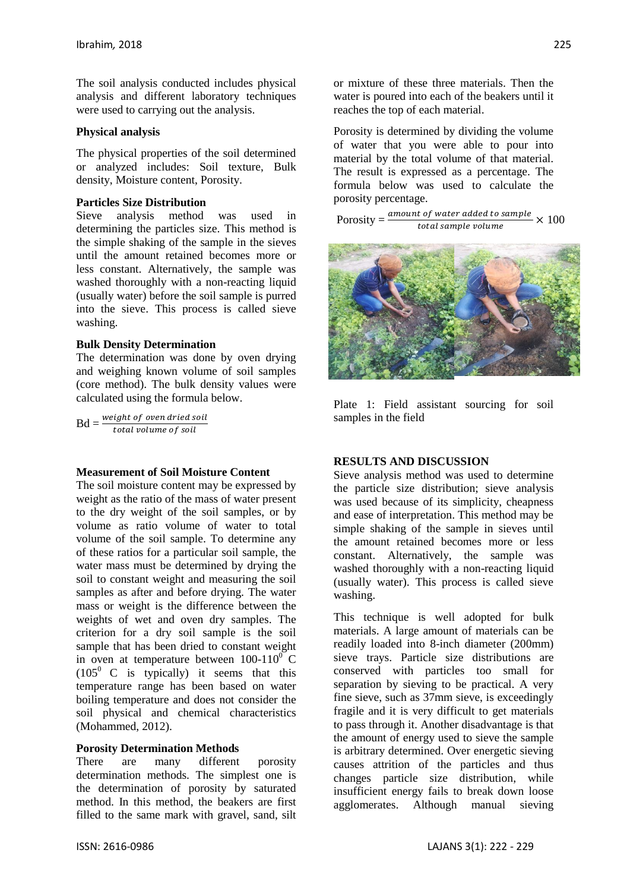The soil analysis conducted includes physical analysis and different laboratory techniques were used to carrying out the analysis.

### Physical analysis

The physical properties of the soil determined or analyzed includes: Soil texture, Bulk density, Moisture content, Porosity.

### Particles Size Distribution

Sieve analysis method was used in determining the particles size. This method is the simple shaking of the sample in the sieves until the amount retained becomes more or less constant. Alternatively, the sample was washed thoroughly with a non-reacting liquid (usually water) before the soil sample is purred into the sieve. This process is called sieve washing.

### Bulk Density Determination

The determination was done by oven drying and weighing known volume of soil samples (core method). The bulk density values were calculated using the formula below.

$$\text{Bd} = \frac{\text{weight of oven dried soil}}{\text{total volume of soil}}$$

### Measurement of Soil Moisture Content

The soil moisture content may be expressed by weight as the ratio of the mass of water present to the dry weight of the soil samples, or by volume as ratio volume of water to total volume of the soil sample. To determine any of these ratios for a particular soil sample, the water mass must be determined by drying the soil to constant weight and measuring the soil samples as after and before drying. The water mass or weight is the difference between the weights of wet and oven dry samples. The criterion for a dry soil sample is the soil sample that has been dried to constant weight in oven at temperature between 100-110$^0$ C (105$^0$ C is typically) it seems that this temperature range has been based on water boiling temperature and does not consider the soil physical and chemical characteristics (Mohammed, 2012).

### Porosity Determination Methods

There are many different porosity determination methods. The simplest one is the determination of porosity by saturated method. In this method, the beakers are first filled to the same mark with gravel, sand, silt or mixture of these three materials. Then the water is poured into each of the beakers until it reaches the top of each material.

Porosity is determined by dividing the volume of water that you were able to pour into material by the total volume of that material. The result is expressed as a percentage. The formula below was used to calculate the porosity percentage.

$$\text{Porosity} = \frac{\text{amount of water added to sample}}{\text{total sample volume}} \times 100$$

Plate 1: Field assistant sourcing for soil samples in the field

## RESULTS AND DISCUSSION

Sieve analysis method was used to determine the particle size distribution; sieve analysis was used because of its simplicity, cheapness and ease of interpretation. This method may be simple shaking of the sample in sieves until the amount retained becomes more or less constant. Alternatively, the sample was washed thoroughly with a non-reacting liquid (usually water). This process is called sieve washing.

This technique is well adopted for bulk materials. A large amount of materials can be readily loaded into 8-inch diameter (200mm) sieve trays. Particle size distributions are conserved with particles too small for separation by sieving to be practical. A very fine sieve, such as 37mm sieve, is exceedingly fragile and it is very difficult to get materials to pass through it. Another disadvantage is that the amount of energy used to sieve the sample is arbitrary determined. Over energetic sieving causes attrition of the particles and thus changes particle size distribution, while insufficient energy fails to break down loose agglomerates. Although manual sieving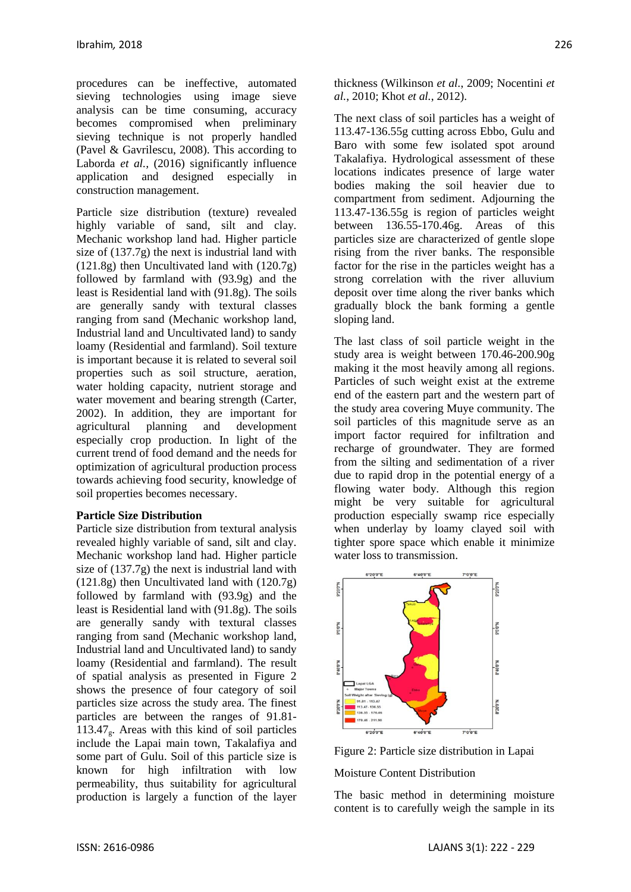procedures can be ineffective, automated sieving technologies using image sieve analysis can be time consuming, accuracy becomes compromised when preliminary sieving technique is not properly handled (Pavel & Gavrilescu, 2008). This according to Laborda *et al.,* (2016) significantly influence application and designed especially in construction management.

Particle size distribution (texture) revealed highly variable of sand, silt and clay. Mechanic workshop land had. Higher particle size of (137.7g) the next is industrial land with (121.8g) then Uncultivated land with (120.7g) followed by farmland with (93.9g) and the least is Residential land with (91.8g). The soils are generally sandy with textural classes ranging from sand (Mechanic workshop land, Industrial land and Uncultivated land) to sandy loamy (Residential and farmland). Soil texture is important because it is related to several soil properties such as soil structure, aeration, water holding capacity, nutrient storage and water movement and bearing strength (Carter, 2002). In addition, they are important for agricultural planning and development especially crop production. In light of the current trend of food demand and the needs for optimization of agricultural production process towards achieving food security, knowledge of soil properties becomes necessary.

**Particle Size Distribution**

Particle size distribution from textural analysis revealed highly variable of sand, silt and clay. Mechanic workshop land had. Higher particle size of (137.7g) the next is industrial land with (121.8g) then Uncultivated land with (120.7g) followed by farmland with (93.9g) and the least is Residential land with (91.8g). The soils are generally sandy with textural classes ranging from sand (Mechanic workshop land, Industrial land and Uncultivated land) to sandy loamy (Residential and farmland). The result of spatial analysis as presented in Figure 2 shows the presence of four category of soil particles size across the study area. The finest particles are between the ranges of 91.81-113.47$_g$. Areas with this kind of soil particles include the Lapai main town, Takalafiya and some part of Gulu. Soil of this particle size is known for high infiltration with low permeability, thus suitability for agricultural production is largely a function of the layer thickness (Wilkinson *et al.,* 2009; Nocentini *et al.,* 2010; Khot *et al.,* 2012).

The next class of soil particles has a weight of 113.47-136.55g cutting across Ebbo, Gulu and Baro with some few isolated spot around Takalafiya. Hydrological assessment of these locations indicates presence of large water bodies making the soil heavier due to compartment from sediment. Adjourning the 113.47-136.55g is region of particles weight between 136.55-170.46g. Areas of this particles size are characterized of gentle slope rising from the river banks. The responsible factor for the rise in the particles weight has a strong correlation with the river alluvium deposit over time along the river banks which gradually block the bank forming a gentle sloping land.

The last class of soil particle weight in the study area is weight between 170.46-200.90g making it the most heavily among all regions. Particles of such weight exist at the extreme end of the eastern part and the western part of the study area covering Muye community. The soil particles of this magnitude serve as an import factor required for infiltration and recharge of groundwater. They are formed from the silting and sedimentation of a river due to rapid drop in the potential energy of a flowing water body. Although this region might be very suitable for agricultural production especially swamp rice especially when underlay by loamy clayed soil with tighter spore space which enable it minimize water loss to transmission.

Figure 2: Particle size distribution in Lapai

Moisture Content Distribution

The basic method in determining moisture content is to carefully weigh the sample in its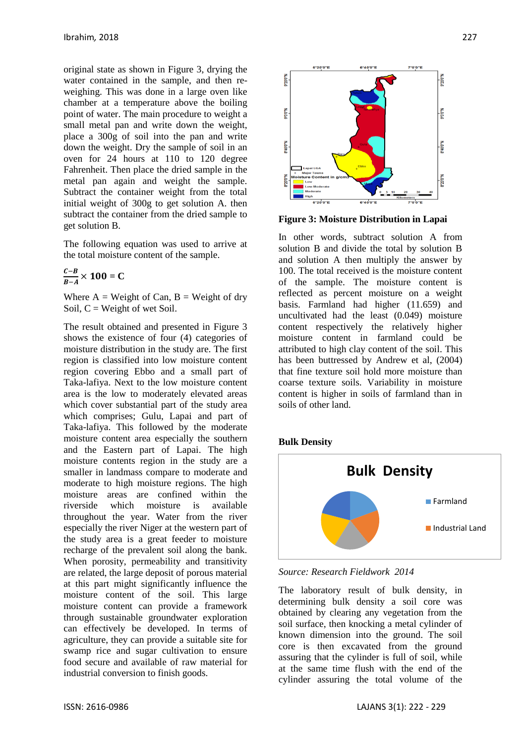original state as shown in Figure 3, drying the water contained in the sample, and then re-weighing. This was done in a large oven like chamber at a temperature above the boiling point of water. The main procedure to weigh a small metal pan and write down the weight, place a 300g of soil into the pan and write down the weight. Dry the sample of soil in an oven for 24 hours at 110 to 120 degree Fahrenheit. Then place the dried sample in the metal pan again and weight the sample. Subtract the container weight from the total initial weight of 300g to get solution A. then subtract the container from the dried sample to get solution B.

The following equation was used to arrive at the total moisture content of the sample.

$$\frac{C-B}{B-A} \times 100 = C$$

Where A = Weight of Can, B = Weight of dry Soil, C = Weight of wet Soil.

The result obtained and presented in Figure 3 shows the existence of four (4) categories of moisture distribution in the study are. The first region is classified into low moisture content region covering Ebbo and a small part of Taka-lafiya. Next to the low moisture content area is the low to moderately elevated areas which cover substantial part of the study area which comprises; Gulu, Lapai and part of Taka-lafiya. This followed by the moderate moisture content area especially the southern and the Eastern part of Lapai. The high moisture contents region in the study are a smaller in landmass compare to moderate and moderate to high moisture regions. The high moisture areas are confined within the riverside which moisture is available throughout the year. Water from the river especially the river Niger at the western part of the study area is a great feeder to moisture recharge of the prevalent soil along the bank. When porosity, permeability and transitivity are related, the large deposit of porous material at this part might significantly influence the moisture content of the soil. This large moisture content can provide a framework through sustainable groundwater exploration can effectively be developed. In terms of agriculture, they can provide a suitable site for swamp rice and sugar cultivation to ensure food secure and available of raw material for industrial conversion to finish goods.

**Figure 3: Moisture Distribution in Lapai**

In other words, subtract solution A from solution B and divide the total by solution B and solution A then multiply the answer by 100. The total received is the moisture content of the sample. The moisture content is reflected as percent moisture on a weight basis. Farmland had higher (11.659) and uncultivated had the least (0.049) moisture content respectively the relatively higher moisture content in farmland could be attributed to high clay content of the soil. This has been buttressed by Andrew et al, (2004) that fine texture soil hold more moisture than coarse texture soils. Variability in moisture content is higher in soils of farmland than in soils of other land.

**Bulk Density**

*Source: Research Fieldwork 2014*

The laboratory result of bulk density, in determining bulk density a soil core was obtained by clearing any vegetation from the soil surface, then knocking a metal cylinder of known dimension into the ground. The soil core is then excavated from the ground assuring that the cylinder is full of soil, while at the same time flush with the end of the cylinder assuring the total volume of the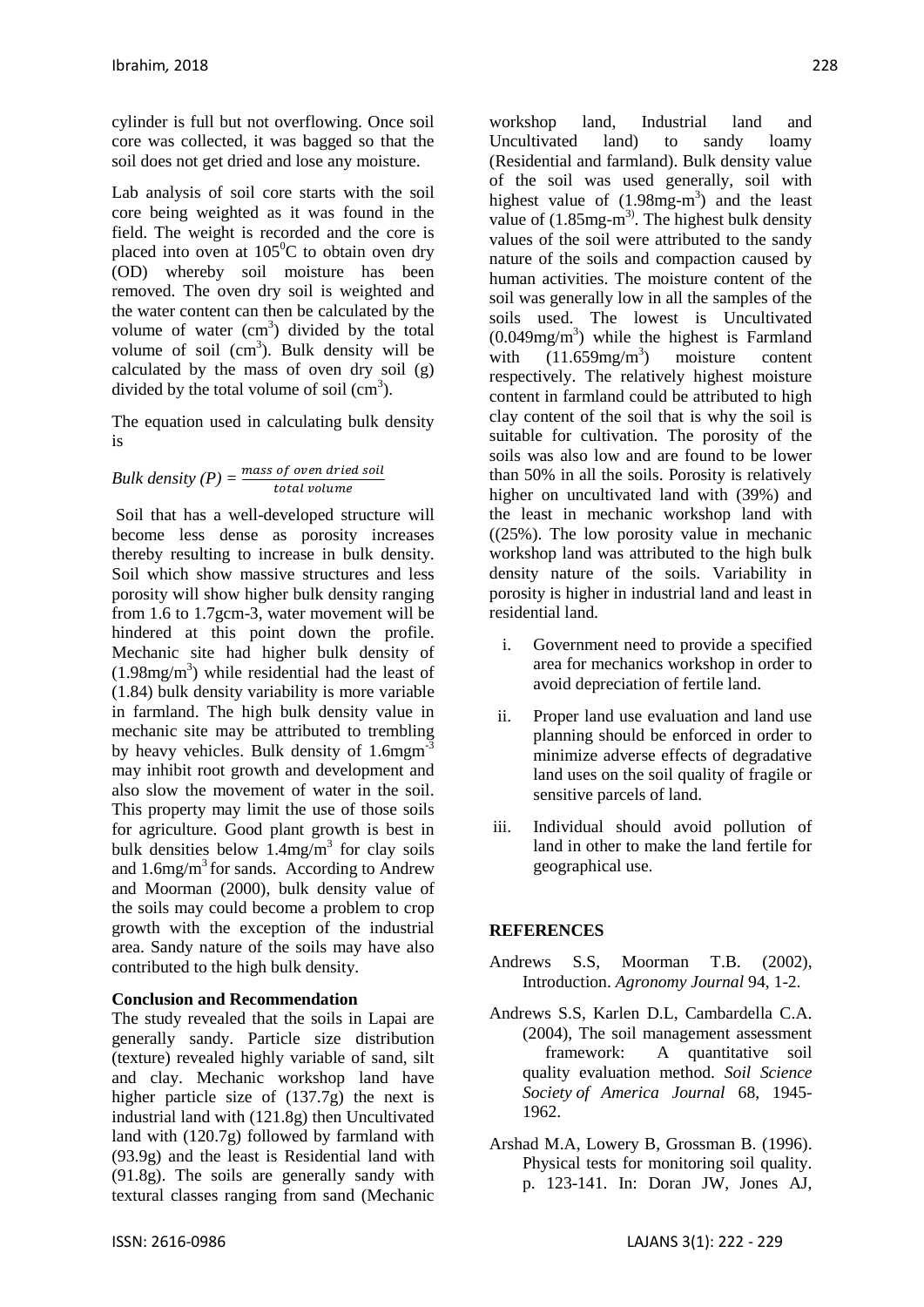cylinder is full but not overflowing. Once soil core was collected, it was bagged so that the soil does not get dried and lose any moisture.

Lab analysis of soil core starts with the soil core being weighted as it was found in the field. The weight is recorded and the core is placed into oven at $105^0$C to obtain oven dry (OD) whereby soil moisture has been removed. The oven dry soil is weighted and the water content can then be calculated by the volume of water ($cm^3$) divided by the total volume of soil ($cm^3$). Bulk density will be calculated by the mass of oven dry soil (g) divided by the total volume of soil ($cm^3$).

The equation used in calculating bulk density is

$$Bulk\ density\ (P) = \frac{mass\ of\ oven\ dried\ soil}{total\ volume}$$

Soil that has a well-developed structure will become less dense as porosity increases thereby resulting to increase in bulk density. Soil which show massive structures and less porosity will show higher bulk density ranging from 1.6 to 1.7gcm-3, water movement will be hindered at this point down the profile. Mechanic site had higher bulk density of ($1.98mg/m^3$) while residential had the least of (1.84) bulk density variability is more variable in farmland. The high bulk density value in mechanic site may be attributed to trembling by heavy vehicles. Bulk density of $1.6mgm^{-3}$ may inhibit root growth and development and also slow the movement of water in the soil. This property may limit the use of those soils for agriculture. Good plant growth is best in bulk densities below $1.4mg/m^3$ for clay soils and $1.6mg/m^3$ for sands. According to Andrew and Moorman (2000), bulk density value of the soils may could become a problem to crop growth with the exception of the industrial area. Sandy nature of the soils may have also contributed to the high bulk density.

**Conclusion and Recommendation**

The study revealed that the soils in Lapai are generally sandy. Particle size distribution (texture) revealed highly variable of sand, silt and clay. Mechanic workshop land have higher particle size of (137.7g) the next is industrial land with (121.8g) then Uncultivated land with (120.7g) followed by farmland with (93.9g) and the least is Residential land with (91.8g). The soils are generally sandy with textural classes ranging from sand (Mechanic workshop land, Industrial land and Uncultivated land) to sandy loamy (Residential and farmland). Bulk density value of the soil was used generally, soil with highest value of ($1.98mg\text{-}m^3$) and the least value of ($1.85mg\text{-}m^{3)}$. The highest bulk density values of the soil were attributed to the sandy nature of the soils and compaction caused by human activities. The moisture content of the soil was generally low in all the samples of the soils used. The lowest is Uncultivated ($0.049mg/m^3$) while the highest is Farmland with ($11.659mg/m^3$) moisture content respectively. The relatively highest moisture content in farmland could be attributed to high clay content of the soil that is why the soil is suitable for cultivation. The porosity of the soils was also low and are found to be lower than 50% in all the soils. Porosity is relatively higher on uncultivated land with (39%) and the least in mechanic workshop land with ((25%). The low porosity value in mechanic workshop land was attributed to the high bulk density nature of the soils. Variability in porosity is higher in industrial land and least in residential land.

i. Government need to provide a specified area for mechanics workshop in order to avoid depreciation of fertile land.
ii. Proper land use evaluation and land use planning should be enforced in order to minimize adverse effects of degradative land uses on the soil quality of fragile or sensitive parcels of land.
iii. Individual should avoid pollution of land in other to make the land fertile for geographical use.

**REFERENCES**

Andrews S.S, Moorman T.B. (2002), Introduction. *Agronomy Journal* 94, 1-2.

Andrews S.S, Karlen D.L, Cambardella C.A. (2004), The soil management assessment framework: A quantitative soil quality evaluation method. *Soil Science Society of America Journal* 68, 1945-1962.

Arshad M.A, Lowery B, Grossman B. (1996). Physical tests for monitoring soil quality. p. 123-141. In: Doran JW, Jones AJ,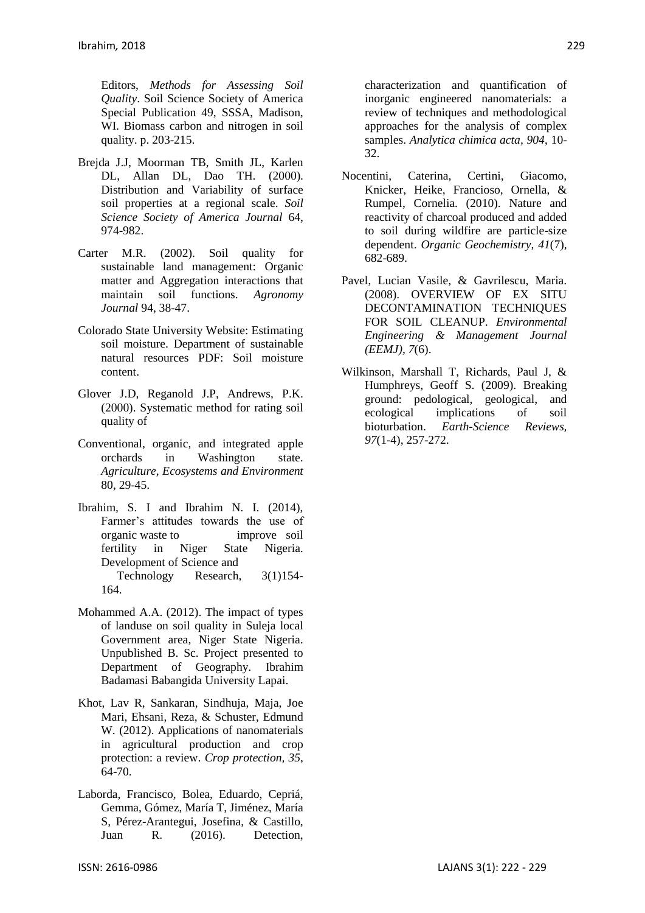Editors, *Methods for Assessing Soil Quality*. Soil Science Society of America Special Publication 49, SSSA, Madison, WI. Biomass carbon and nitrogen in soil quality. p. 203-215.

Brejda J.J, Moorman TB, Smith JL, Karlen DL, Allan DL, Dao TH. (2000). Distribution and Variability of surface soil properties at a regional scale. *Soil Science Society of America Journal* 64, 974-982.

Carter M.R. (2002). Soil quality for sustainable land management: Organic matter and Aggregation interactions that maintain soil functions. *Agronomy Journal* 94, 38-47.

Colorado State University Website: Estimating soil moisture. Department of sustainable natural resources PDF: Soil moisture content.

Glover J.D, Reganold J.P, Andrews, P.K. (2000). Systematic method for rating soil quality of

Conventional, organic, and integrated apple orchards in Washington state. *Agriculture, Ecosystems and Environment* 80, 29-45.

Ibrahim, S. I and Ibrahim N. I. (2014), Farmer's attitudes towards the use of organic waste to improve soil fertility in Niger State Nigeria. Development of Science and Technology Research, 3(1)154-164.

Mohammed A.A. (2012). The impact of types of landuse on soil quality in Suleja local Government area, Niger State Nigeria. Unpublished B. Sc. Project presented to Department of Geography. Ibrahim Badamasi Babangida University Lapai.

Khot, Lav R, Sankaran, Sindhuja, Maja, Joe Mari, Ehsani, Reza, & Schuster, Edmund W. (2012). Applications of nanomaterials in agricultural production and crop protection: a review. *Crop protection, 35*, 64-70.

Laborda, Francisco, Bolea, Eduardo, Cepriá, Gemma, Gómez, María T, Jiménez, María S, Pérez-Arantegui, Josefina, & Castillo, Juan R. (2016). Detection, characterization and quantification of inorganic engineered nanomaterials: a review of techniques and methodological approaches for the analysis of complex samples. *Analytica chimica acta, 904*, 10-32.

Nocentini, Caterina, Certini, Giacomo, Knicker, Heike, Francioso, Ornella, & Rumpel, Cornelia. (2010). Nature and reactivity of charcoal produced and added to soil during wildfire are particle-size dependent. *Organic Geochemistry, 41*(7), 682-689.

Pavel, Lucian Vasile, & Gavrilescu, Maria. (2008). OVERVIEW OF EX SITU DECONTAMINATION TECHNIQUES FOR SOIL CLEANUP. *Environmental Engineering & Management Journal (EEMJ), 7*(6).

Wilkinson, Marshall T, Richards, Paul J, & Humphreys, Geoff S. (2009). Breaking ground: pedological, geological, and ecological implications of soil bioturbation. *Earth-Science Reviews, 97*(1-4), 257-272.